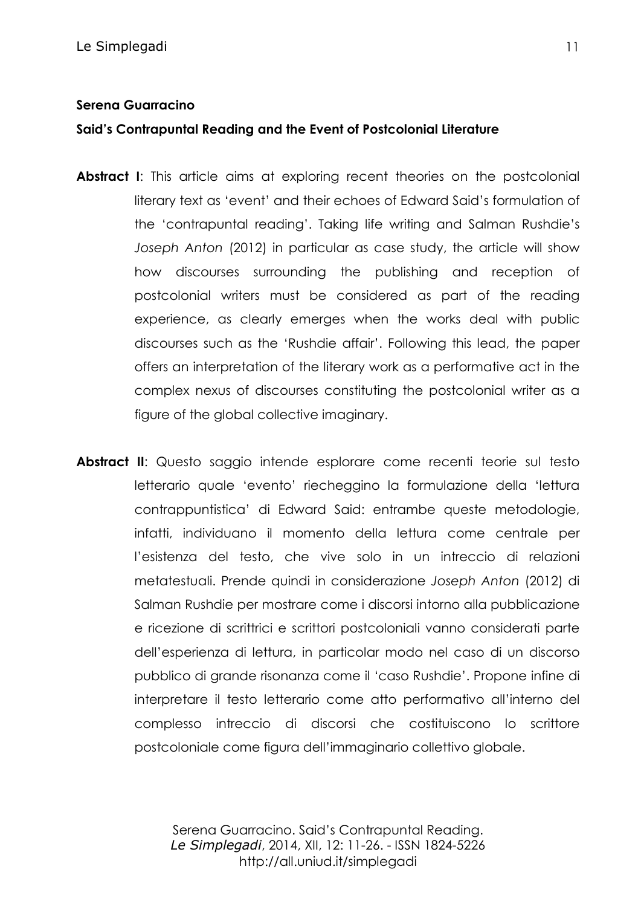**Serena Guarracino**

**Said's Contrapuntal Reading and the Event of Postcolonial Literature**

**Abstract I**: This article aims at exploring recent theories on the postcolonial literary text as 'event' and their echoes of Edward Said's formulation of the 'contrapuntal reading'. Taking life writing and Salman Rushdie's *Joseph Anton* (2012) in particular as case study, the article will show how discourses surrounding the publishing and reception of postcolonial writers must be considered as part of the reading experience, as clearly emerges when the works deal with public discourses such as the 'Rushdie affair'. Following this lead, the paper offers an interpretation of the literary work as a performative act in the complex nexus of discourses constituting the postcolonial writer as a figure of the global collective imaginary.

**Abstract II**: Questo saggio intende esplorare come recenti teorie sul testo letterario quale 'evento' riecheggino la formulazione della 'lettura contrappuntistica' di Edward Said: entrambe queste metodologie, infatti, individuano il momento della lettura come centrale per l'esistenza del testo, che vive solo in un intreccio di relazioni metatestuali. Prende quindi in considerazione *Joseph Anton* (2012) di Salman Rushdie per mostrare come i discorsi intorno alla pubblicazione e ricezione di scrittrici e scrittori postcoloniali vanno considerati parte dell'esperienza di lettura, in particolar modo nel caso di un discorso pubblico di grande risonanza come il 'caso Rushdie'. Propone infine di interpretare il testo letterario come atto performativo all'interno del complesso intreccio di discorsi che costituiscono lo scrittore postcoloniale come figura dell'immaginario collettivo globale.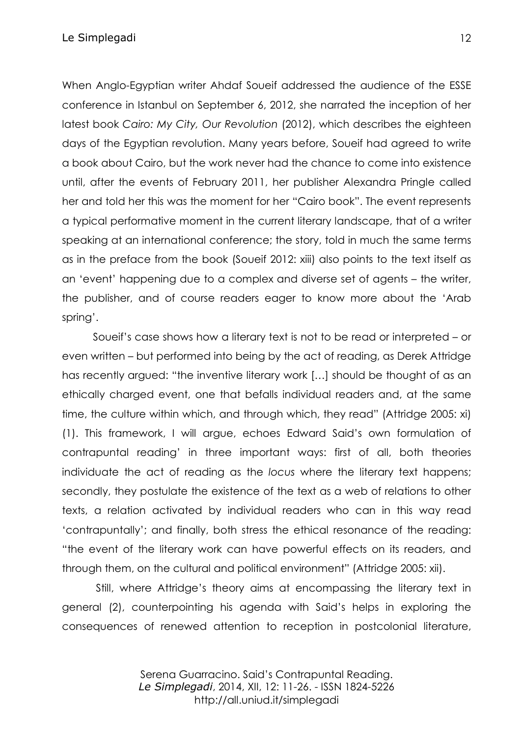When Anglo-Egyptian writer Ahdaf Soueif addressed the audience of the ESSE conference in Istanbul on September 6, 2012, she narrated the inception of her latest book *Cairo: My City, Our Revolution* (2012), which describes the eighteen days of the Egyptian revolution. Many years before, Soueif had agreed to write a book about Cairo, but the work never had the chance to come into existence until, after the events of February 2011, her publisher Alexandra Pringle called her and told her this was the moment for her "Cairo book". The event represents a typical performative moment in the current literary landscape, that of a writer speaking at an international conference; the story, told in much the same terms as in the preface from the book (Soueif 2012: xiii) also points to the text itself as an 'event' happening due to a complex and diverse set of agents – the writer, the publisher, and of course readers eager to know more about the 'Arab spring'.

Soueif's case shows how a literary text is not to be read or interpreted – or even written – but performed into being by the act of reading, as Derek Attridge has recently argued: "the inventive literary work […] should be thought of as an ethically charged event, one that befalls individual readers and, at the same time, the culture within which, and through which, they read" (Attridge 2005: xi) (1). This framework, I will argue, echoes Edward Said's own formulation of contrapuntal reading' in three important ways: first of all, both theories individuate the act of reading as the *locus* where the literary text happens; secondly, they postulate the existence of the text as a web of relations to other texts, a relation activated by individual readers who can in this way read 'contrapuntally'; and finally, both stress the ethical resonance of the reading: "the event of the literary work can have powerful effects on its readers, and through them, on the cultural and political environment" (Attridge 2005: xii).

Still, where Attridge's theory aims at encompassing the literary text in general (2), counterpointing his agenda with Said's helps in exploring the consequences of renewed attention to reception in postcolonial literature,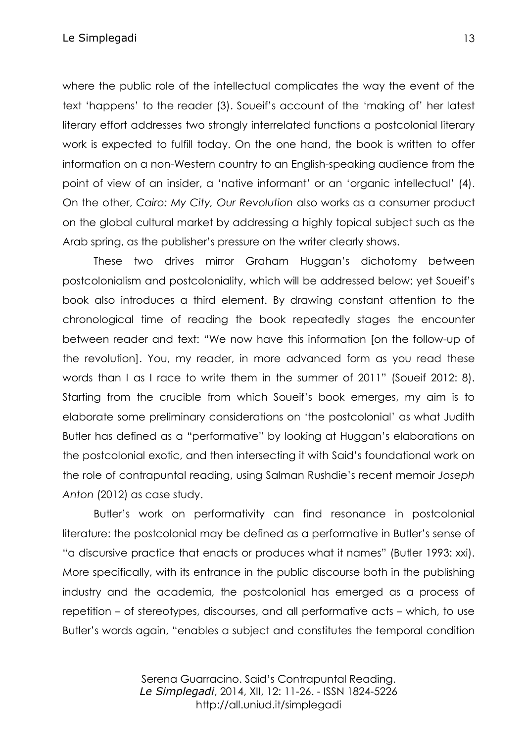where the public role of the intellectual complicates the way the event of the text 'happens' to the reader (3). Soueif's account of the 'making of' her latest literary effort addresses two strongly interrelated functions a postcolonial literary work is expected to fulfill today. On the one hand, the book is written to offer information on a non-Western country to an English-speaking audience from the point of view of an insider, a 'native informant' or an 'organic intellectual' (4). On the other, *Cairo: My City, Our Revolution* also works as a consumer product on the global cultural market by addressing a highly topical subject such as the Arab spring, as the publisher's pressure on the writer clearly shows.

These two drives mirror Graham Huggan's dichotomy between postcolonialism and postcoloniality, which will be addressed below; yet Soueif's book also introduces a third element. By drawing constant attention to the chronological time of reading the book repeatedly stages the encounter between reader and text: "We now have this information [on the follow-up of the revolution]. You, my reader, in more advanced form as you read these words than I as I race to write them in the summer of 2011" (Soueif 2012: 8). Starting from the crucible from which Soueif's book emerges, my aim is to elaborate some preliminary considerations on 'the postcolonial' as what Judith Butler has defined as a "performative" by looking at Huggan's elaborations on the postcolonial exotic, and then intersecting it with Said's foundational work on the role of contrapuntal reading, using Salman Rushdie's recent memoir *Joseph Anton* (2012) as case study.

Butler's work on performativity can find resonance in postcolonial literature: the postcolonial may be defined as a performative in Butler's sense of "a discursive practice that enacts or produces what it names" (Butler 1993: xxi). More specifically, with its entrance in the public discourse both in the publishing industry and the academia, the postcolonial has emerged as a process of repetition – of stereotypes, discourses, and all performative acts – which, to use Butler's words again, "enables a subject and constitutes the temporal condition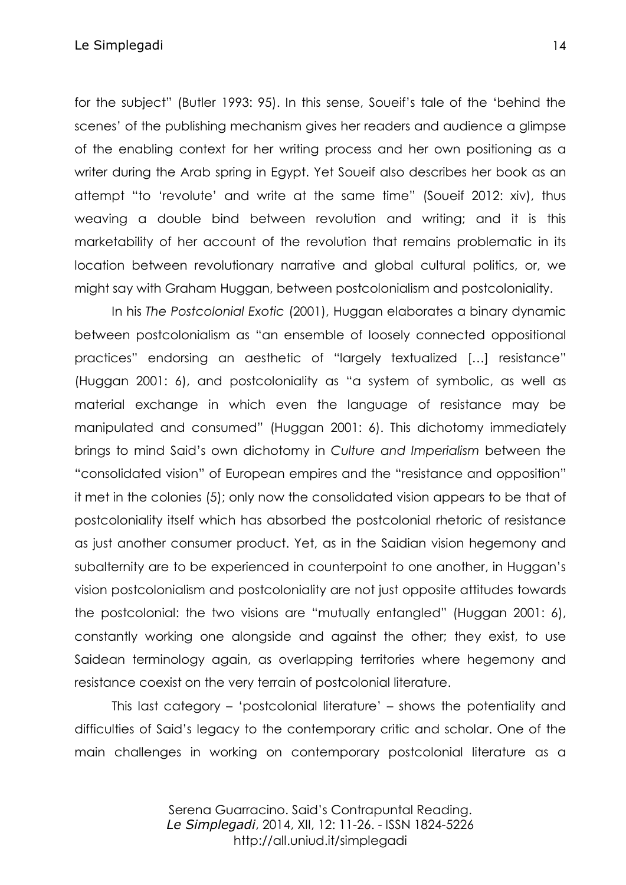for the subject" (Butler 1993: 95). In this sense, Soueif's tale of the 'behind the scenes' of the publishing mechanism gives her readers and audience a glimpse of the enabling context for her writing process and her own positioning as a writer during the Arab spring in Egypt. Yet Soueif also describes her book as an attempt "to 'revolute' and write at the same time" (Soueif 2012: xiv), thus weaving a double bind between revolution and writing; and it is this marketability of her account of the revolution that remains problematic in its location between revolutionary narrative and global cultural politics, or, we might say with Graham Huggan, between postcolonialism and postcoloniality.

In his *The Postcolonial Exotic* (2001), Huggan elaborates a binary dynamic between postcolonialism as "an ensemble of loosely connected oppositional practices" endorsing an aesthetic of "largely textualized […] resistance" (Huggan 2001: 6), and postcoloniality as "a system of symbolic, as well as material exchange in which even the language of resistance may be manipulated and consumed" (Huggan 2001: 6). This dichotomy immediately brings to mind Said's own dichotomy in *Culture and Imperialism* between the "consolidated vision" of European empires and the "resistance and opposition" it met in the colonies (5); only now the consolidated vision appears to be that of postcoloniality itself which has absorbed the postcolonial rhetoric of resistance as just another consumer product. Yet, as in the Saidian vision hegemony and subalternity are to be experienced in counterpoint to one another, in Huggan's vision postcolonialism and postcoloniality are not just opposite attitudes towards the postcolonial: the two visions are "mutually entangled" (Huggan 2001: 6), constantly working one alongside and against the other; they exist, to use Saidean terminology again, as overlapping territories where hegemony and resistance coexist on the very terrain of postcolonial literature.

This last category – 'postcolonial literature' – shows the potentiality and difficulties of Said's legacy to the contemporary critic and scholar. One of the main challenges in working on contemporary postcolonial literature as a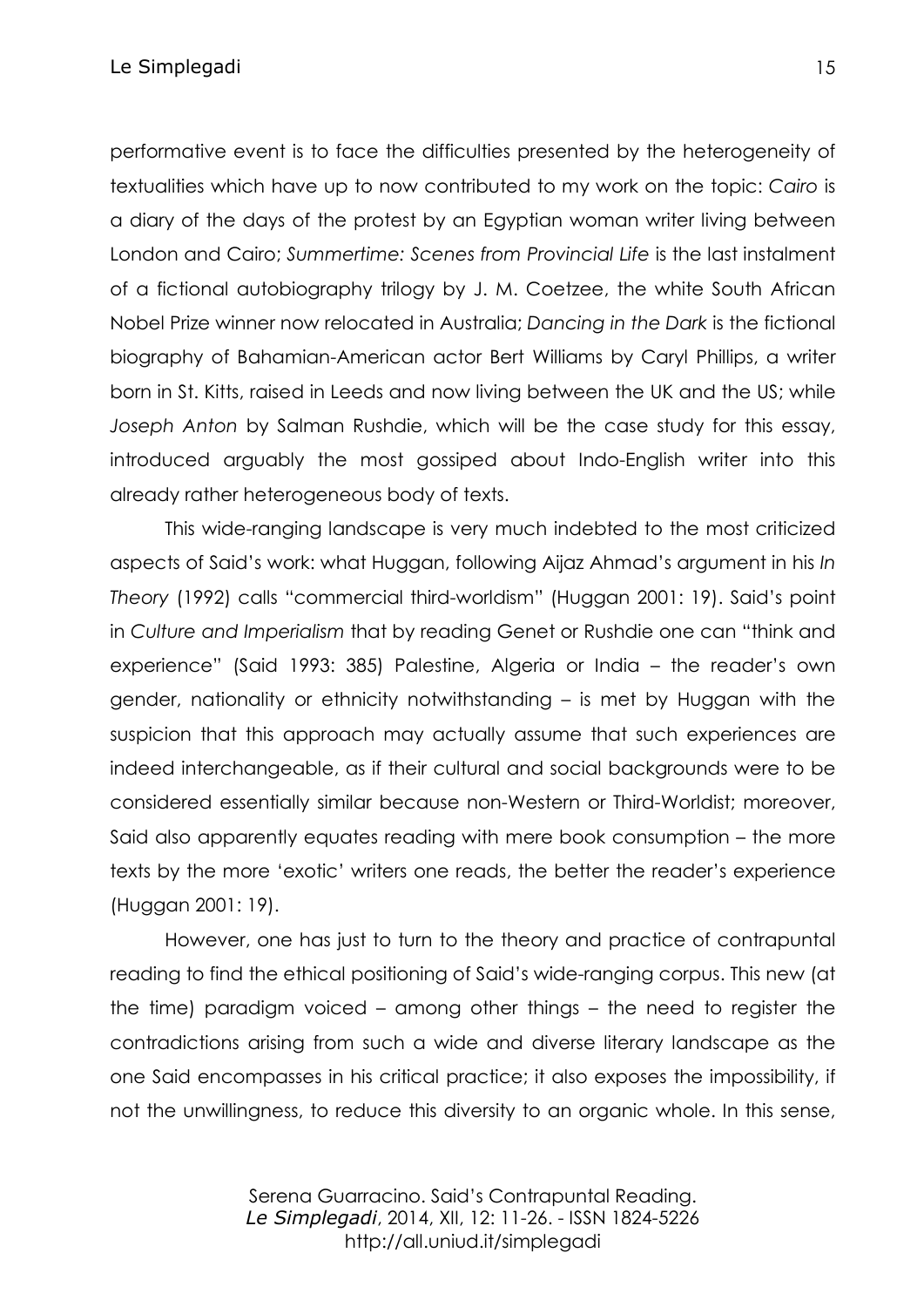performative event is to face the difficulties presented by the heterogeneity of textualities which have up to now contributed to my work on the topic: *Cairo* is a diary of the days of the protest by an Egyptian woman writer living between London and Cairo; *Summertime: Scenes from Provincial Life* is the last instalment of a fictional autobiography trilogy by J. M. Coetzee, the white South African Nobel Prize winner now relocated in Australia; *Dancing in the Dark* is the fictional biography of Bahamian-American actor Bert Williams by Caryl Phillips, a writer born in St. Kitts, raised in Leeds and now living between the UK and the US; while *Joseph Anton* by Salman Rushdie, which will be the case study for this essay, introduced arguably the most gossiped about Indo-English writer into this already rather heterogeneous body of texts.

This wide-ranging landscape is very much indebted to the most criticized aspects of Said's work: what Huggan, following Aijaz Ahmad's argument in his *In Theory* (1992) calls "commercial third-worldism" (Huggan 2001: 19). Said's point in *Culture and Imperialism* that by reading Genet or Rushdie one can "think and experience" (Said 1993: 385) Palestine, Algeria or India – the reader's own gender, nationality or ethnicity notwithstanding – is met by Huggan with the suspicion that this approach may actually assume that such experiences are indeed interchangeable, as if their cultural and social backgrounds were to be considered essentially similar because non-Western or Third-Worldist; moreover, Said also apparently equates reading with mere book consumption – the more texts by the more 'exotic' writers one reads, the better the reader's experience (Huggan 2001: 19).

However, one has just to turn to the theory and practice of contrapuntal reading to find the ethical positioning of Said's wide-ranging corpus. This new (at the time) paradigm voiced – among other things – the need to register the contradictions arising from such a wide and diverse literary landscape as the one Said encompasses in his critical practice; it also exposes the impossibility, if not the unwillingness, to reduce this diversity to an organic whole. In this sense,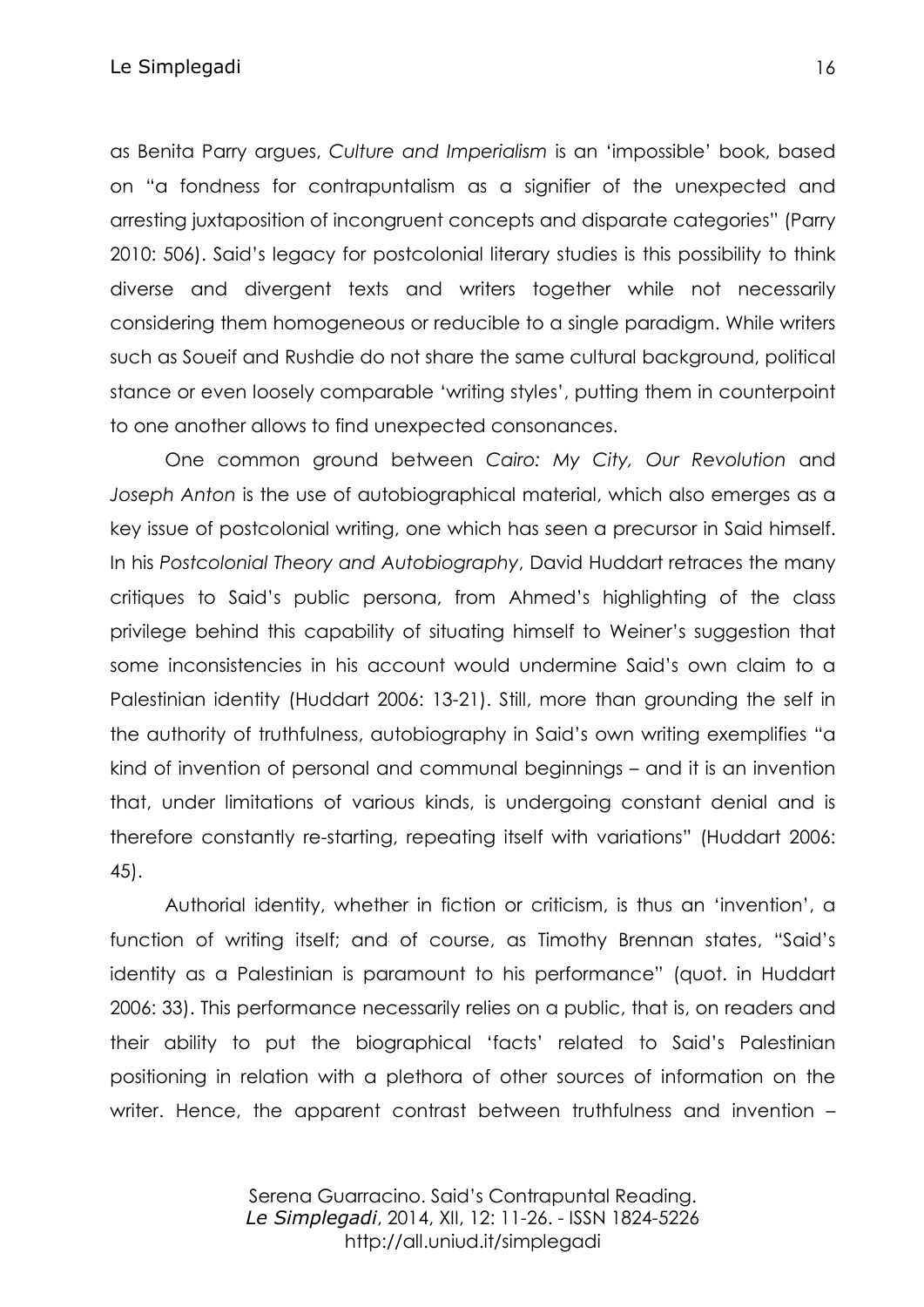as Benita Parry argues, *Culture and Imperialism* is an 'impossible' book, based on "a fondness for contrapuntalism as a signifier of the unexpected and arresting juxtaposition of incongruent concepts and disparate categories" (Parry 2010: 506). Said's legacy for postcolonial literary studies is this possibility to think diverse and divergent texts and writers together while not necessarily considering them homogeneous or reducible to a single paradigm. While writers such as Soueif and Rushdie do not share the same cultural background, political stance or even loosely comparable 'writing styles', putting them in counterpoint to one another allows to find unexpected consonances.

One common ground between *Cairo: My City, Our Revolution* and *Joseph Anton* is the use of autobiographical material, which also emerges as a key issue of postcolonial writing, one which has seen a precursor in Said himself. In his *Postcolonial Theory and Autobiography*, David Huddart retraces the many critiques to Said's public persona, from Ahmed's highlighting of the class privilege behind this capability of situating himself to Weiner's suggestion that some inconsistencies in his account would undermine Said's own claim to a Palestinian identity (Huddart 2006: 13-21). Still, more than grounding the self in the authority of truthfulness, autobiography in Said's own writing exemplifies "a kind of invention of personal and communal beginnings – and it is an invention that, under limitations of various kinds, is undergoing constant denial and is therefore constantly re-starting, repeating itself with variations" (Huddart 2006: 45).

Authorial identity, whether in fiction or criticism, is thus an 'invention', a function of writing itself; and of course, as Timothy Brennan states, "Said's identity as a Palestinian is paramount to his performance" (quot. in Huddart 2006: 33). This performance necessarily relies on a public, that is, on readers and their ability to put the biographical 'facts' related to Said's Palestinian positioning in relation with a plethora of other sources of information on the writer. Hence, the apparent contrast between truthfulness and invention –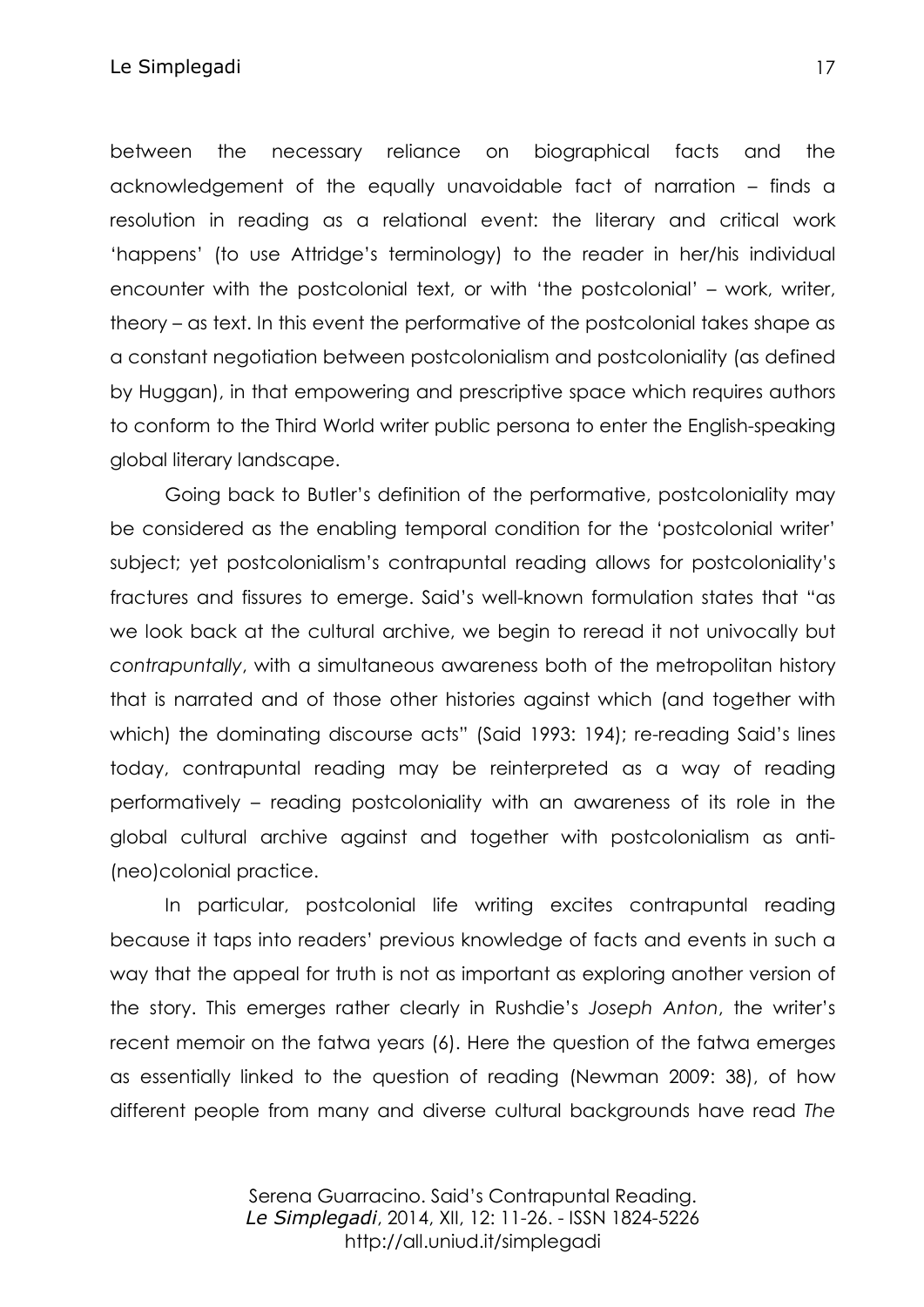between the necessary reliance on biographical facts and the acknowledgement of the equally unavoidable fact of narration – finds a resolution in reading as a relational event: the literary and critical work 'happens' (to use Attridge's terminology) to the reader in her/his individual encounter with the postcolonial text, or with 'the postcolonial' – work, writer, theory – as text. In this event the performative of the postcolonial takes shape as a constant negotiation between postcolonialism and postcoloniality (as defined by Huggan), in that empowering and prescriptive space which requires authors to conform to the Third World writer public persona to enter the English-speaking global literary landscape.

Going back to Butler's definition of the performative, postcoloniality may be considered as the enabling temporal condition for the 'postcolonial writer' subject; yet postcolonialism's contrapuntal reading allows for postcoloniality's fractures and fissures to emerge. Said's well-known formulation states that "as we look back at the cultural archive, we begin to reread it not univocally but *contrapuntally*, with a simultaneous awareness both of the metropolitan history that is narrated and of those other histories against which (and together with which) the dominating discourse acts" (Said 1993: 194); re-reading Said's lines today, contrapuntal reading may be reinterpreted as a way of reading performatively – reading postcoloniality with an awareness of its role in the global cultural archive against and together with postcolonialism as anti-(neo)colonial practice.

In particular, postcolonial life writing excites contrapuntal reading because it taps into readers' previous knowledge of facts and events in such a way that the appeal for truth is not as important as exploring another version of the story. This emerges rather clearly in Rushdie's *Joseph Anton*, the writer's recent memoir on the fatwa years (6). Here the question of the fatwa emerges as essentially linked to the question of reading (Newman 2009: 38), of how different people from many and diverse cultural backgrounds have read *The*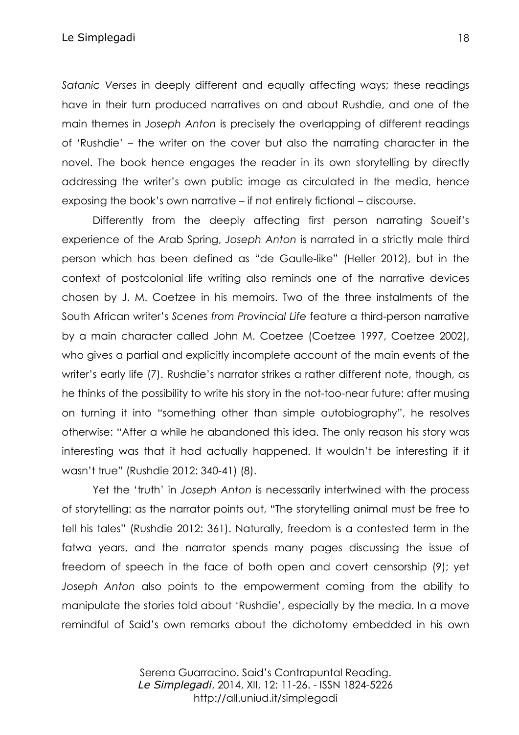*Satanic Verses* in deeply different and equally affecting ways; these readings have in their turn produced narratives on and about Rushdie, and one of the main themes in *Joseph Anton* is precisely the overlapping of different readings of 'Rushdie' – the writer on the cover but also the narrating character in the novel. The book hence engages the reader in its own storytelling by directly addressing the writer's own public image as circulated in the media, hence exposing the book's own narrative – if not entirely fictional – discourse.

Differently from the deeply affecting first person narrating Soueif's experience of the Arab Spring, *Joseph Anton* is narrated in a strictly male third person which has been defined as "de Gaulle-like" (Heller 2012), but in the context of postcolonial life writing also reminds one of the narrative devices chosen by J. M. Coetzee in his memoirs. Two of the three instalments of the South African writer's *Scenes from Provincial Life* feature a third-person narrative by a main character called John M. Coetzee (Coetzee 1997, Coetzee 2002), who gives a partial and explicitly incomplete account of the main events of the writer's early life (7). Rushdie's narrator strikes a rather different note, though, as he thinks of the possibility to write his story in the not-too-near future: after musing on turning it into "something other than simple autobiography", he resolves otherwise: "After a while he abandoned this idea. The only reason his story was interesting was that it had actually happened. It wouldn't be interesting if it wasn't true" (Rushdie 2012: 340-41) (8).

Yet the 'truth' in *Joseph Anton* is necessarily intertwined with the process of storytelling: as the narrator points out, "The storytelling animal must be free to tell his tales" (Rushdie 2012: 361). Naturally, freedom is a contested term in the fatwa years, and the narrator spends many pages discussing the issue of freedom of speech in the face of both open and covert censorship (9); yet *Joseph Anton* also points to the empowerment coming from the ability to manipulate the stories told about 'Rushdie', especially by the media. In a move remindful of Said's own remarks about the dichotomy embedded in his own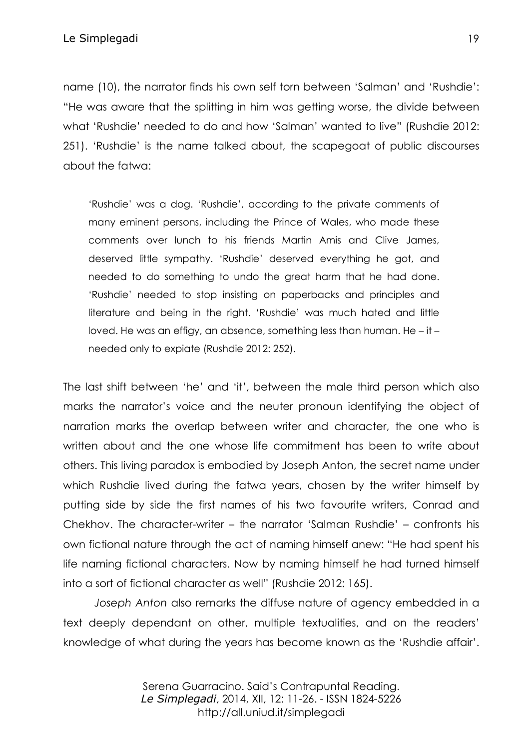name (10), the narrator finds his own self torn between 'Salman' and 'Rushdie': "He was aware that the splitting in him was getting worse, the divide between what 'Rushdie' needed to do and how 'Salman' wanted to live" (Rushdie 2012: 251). 'Rushdie' is the name talked about, the scapegoat of public discourses about the fatwa:

> 'Rushdie' was a dog. 'Rushdie', according to the private comments of many eminent persons, including the Prince of Wales, who made these comments over lunch to his friends Martin Amis and Clive James, deserved little sympathy. 'Rushdie' deserved everything he got, and needed to do something to undo the great harm that he had done. 'Rushdie' needed to stop insisting on paperbacks and principles and literature and being in the right. 'Rushdie' was much hated and little loved. He was an effigy, an absence, something less than human. He – it – needed only to expiate (Rushdie 2012: 252).

The last shift between 'he' and 'it', between the male third person which also marks the narrator's voice and the neuter pronoun identifying the object of narration marks the overlap between writer and character, the one who is written about and the one whose life commitment has been to write about others. This living paradox is embodied by Joseph Anton, the secret name under which Rushdie lived during the fatwa years, chosen by the writer himself by putting side by side the first names of his two favourite writers, Conrad and Chekhov. The character-writer – the narrator 'Salman Rushdie' – confronts his own fictional nature through the act of naming himself anew: "He had spent his life naming fictional characters. Now by naming himself he had turned himself into a sort of fictional character as well" (Rushdie 2012: 165).

*Joseph Anton* also remarks the diffuse nature of agency embedded in a text deeply dependant on other, multiple textualities, and on the readers' knowledge of what during the years has become known as the 'Rushdie affair'.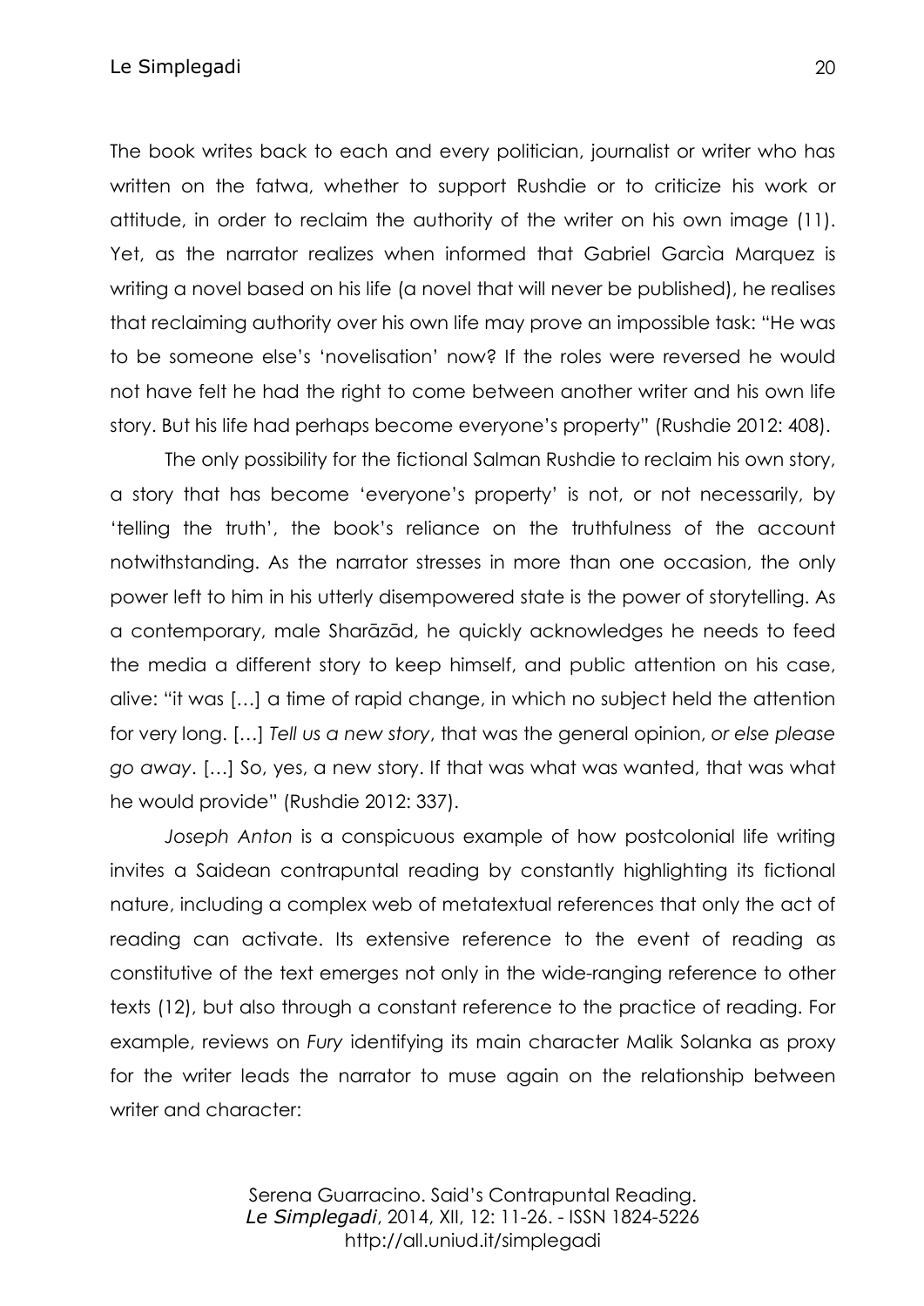The book writes back to each and every politician, journalist or writer who has written on the fatwa, whether to support Rushdie or to criticize his work or attitude, in order to reclaim the authority of the writer on his own image (11). Yet, as the narrator realizes when informed that Gabriel Garcìa Marquez is writing a novel based on his life (a novel that will never be published), he realises that reclaiming authority over his own life may prove an impossible task: "He was to be someone else's 'novelisation' now? If the roles were reversed he would not have felt he had the right to come between another writer and his own life story. But his life had perhaps become everyone's property" (Rushdie 2012: 408).

The only possibility for the fictional Salman Rushdie to reclaim his own story, a story that has become 'everyone's property' is not, or not necessarily, by 'telling the truth', the book's reliance on the truthfulness of the account notwithstanding. As the narrator stresses in more than one occasion, the only power left to him in his utterly disempowered state is the power of storytelling. As a contemporary, male Sharāzād, he quickly acknowledges he needs to feed the media a different story to keep himself, and public attention on his case, alive: "it was […] a time of rapid change, in which no subject held the attention for very long. […] *Tell us a new story*, that was the general opinion, *or else please go away*. […] So, yes, a new story. If that was what was wanted, that was what he would provide" (Rushdie 2012: 337).

*Joseph Anton* is a conspicuous example of how postcolonial life writing invites a Saidean contrapuntal reading by constantly highlighting its fictional nature, including a complex web of metatextual references that only the act of reading can activate. Its extensive reference to the event of reading as constitutive of the text emerges not only in the wide-ranging reference to other texts (12), but also through a constant reference to the practice of reading. For example, reviews on *Fury* identifying its main character Malik Solanka as proxy for the writer leads the narrator to muse again on the relationship between writer and character: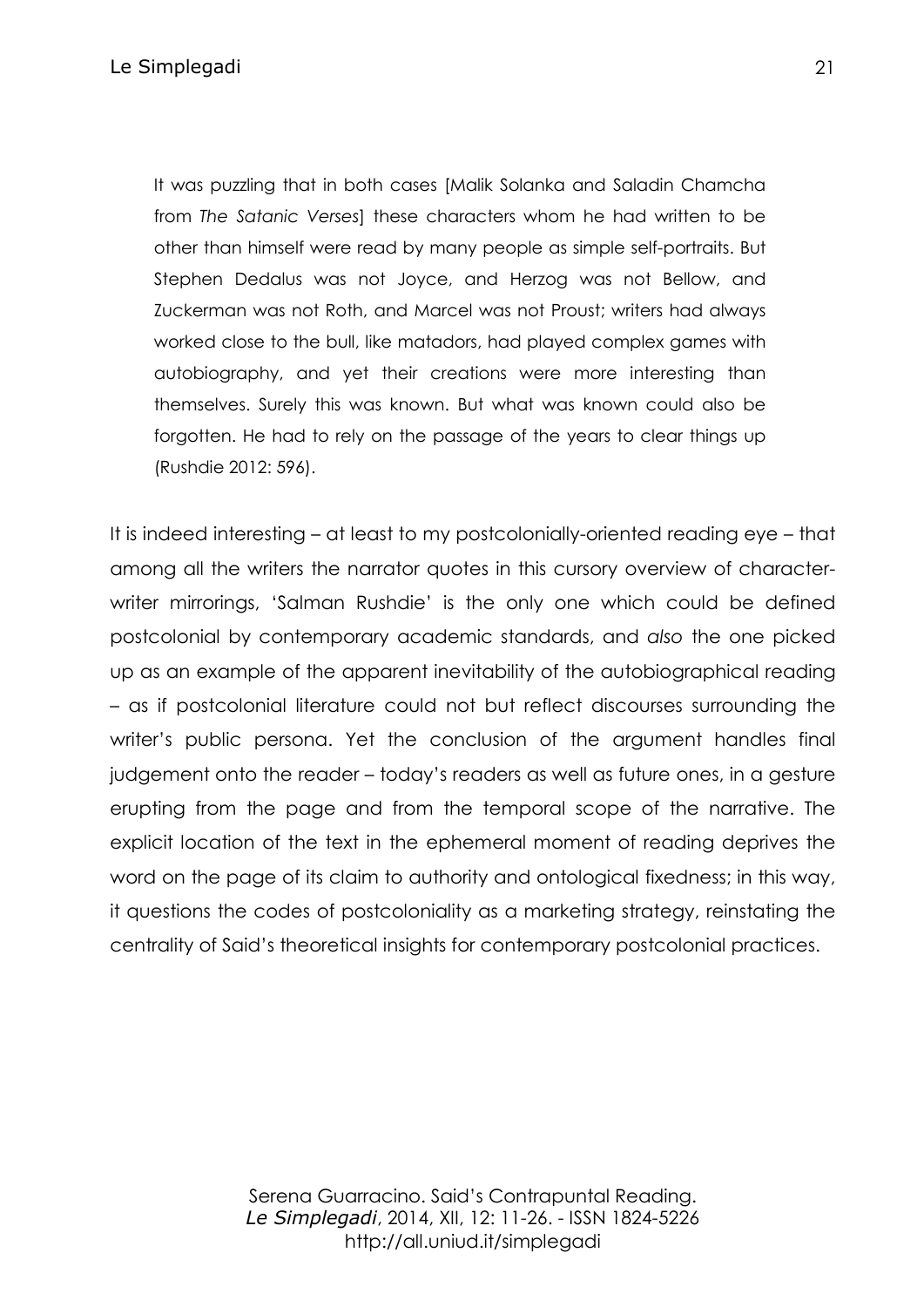> It was puzzling that in both cases [Malik Solanka and Saladin Chamcha from *The Satanic Verses*] these characters whom he had written to be other than himself were read by many people as simple self-portraits. But Stephen Dedalus was not Joyce, and Herzog was not Bellow, and Zuckerman was not Roth, and Marcel was not Proust; writers had always worked close to the bull, like matadors, had played complex games with autobiography, and yet their creations were more interesting than themselves. Surely this was known. But what was known could also be forgotten. He had to rely on the passage of the years to clear things up (Rushdie 2012: 596).

It is indeed interesting – at least to my postcolonially-oriented reading eye – that among all the writers the narrator quotes in this cursory overview of character-writer mirrorings, 'Salman Rushdie' is the only one which could be defined postcolonial by contemporary academic standards, and *also* the one picked up as an example of the apparent inevitability of the autobiographical reading – as if postcolonial literature could not but reflect discourses surrounding the writer's public persona. Yet the conclusion of the argument handles final judgement onto the reader – today's readers as well as future ones, in a gesture erupting from the page and from the temporal scope of the narrative. The explicit location of the text in the ephemeral moment of reading deprives the word on the page of its claim to authority and ontological fixedness; in this way, it questions the codes of postcoloniality as a marketing strategy, reinstating the centrality of Said's theoretical insights for contemporary postcolonial practices.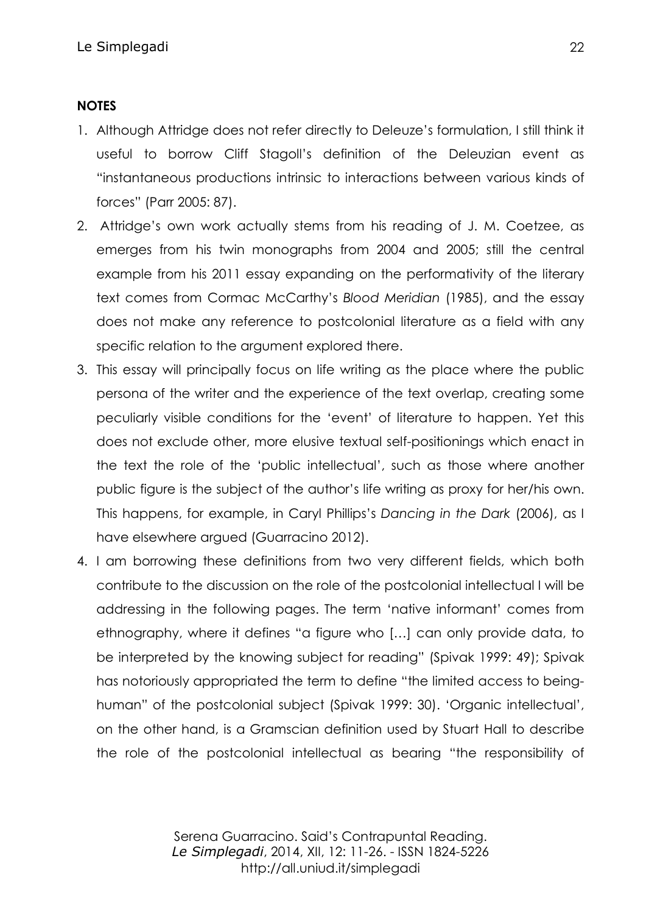**NOTES**

1. Although Attridge does not refer directly to Deleuze's formulation, I still think it useful to borrow Cliff Stagoll's definition of the Deleuzian event as "instantaneous productions intrinsic to interactions between various kinds of forces" (Parr 2005: 87).
2. Attridge's own work actually stems from his reading of J. M. Coetzee, as emerges from his twin monographs from 2004 and 2005; still the central example from his 2011 essay expanding on the performativity of the literary text comes from Cormac McCarthy's *Blood Meridian* (1985), and the essay does not make any reference to postcolonial literature as a field with any specific relation to the argument explored there.
3. This essay will principally focus on life writing as the place where the public persona of the writer and the experience of the text overlap, creating some peculiarly visible conditions for the 'event' of literature to happen. Yet this does not exclude other, more elusive textual self-positionings which enact in the text the role of the 'public intellectual', such as those where another public figure is the subject of the author's life writing as proxy for her/his own. This happens, for example, in Caryl Phillips's *Dancing in the Dark* (2006), as I have elsewhere argued (Guarracino 2012).
4. I am borrowing these definitions from two very different fields, which both contribute to the discussion on the role of the postcolonial intellectual I will be addressing in the following pages. The term 'native informant' comes from ethnography, where it defines "a figure who […] can only provide data, to be interpreted by the knowing subject for reading" (Spivak 1999: 49); Spivak has notoriously appropriated the term to define "the limited access to being-human" of the postcolonial subject (Spivak 1999: 30). 'Organic intellectual', on the other hand, is a Gramscian definition used by Stuart Hall to describe the role of the postcolonial intellectual as bearing "the responsibility of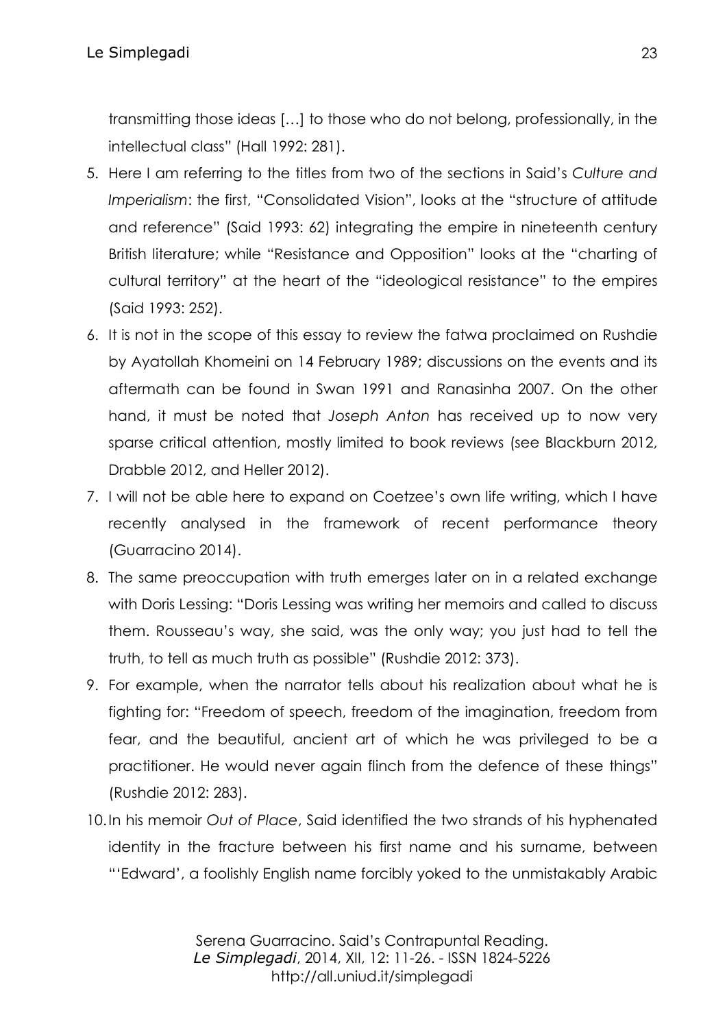transmitting those ideas […] to those who do not belong, professionally, in the intellectual class" (Hall 1992: 281).

5. Here I am referring to the titles from two of the sections in Said's *Culture and Imperialism*: the first, "Consolidated Vision", looks at the "structure of attitude and reference" (Said 1993: 62) integrating the empire in nineteenth century British literature; while "Resistance and Opposition" looks at the "charting of cultural territory" at the heart of the "ideological resistance" to the empires (Said 1993: 252).
6. It is not in the scope of this essay to review the fatwa proclaimed on Rushdie by Ayatollah Khomeini on 14 February 1989; discussions on the events and its aftermath can be found in Swan 1991 and Ranasinha 2007. On the other hand, it must be noted that *Joseph Anton* has received up to now very sparse critical attention, mostly limited to book reviews (see Blackburn 2012, Drabble 2012, and Heller 2012).
7. I will not be able here to expand on Coetzee's own life writing, which I have recently analysed in the framework of recent performance theory (Guarracino 2014).
8. The same preoccupation with truth emerges later on in a related exchange with Doris Lessing: "Doris Lessing was writing her memoirs and called to discuss them. Rousseau's way, she said, was the only way; you just had to tell the truth, to tell as much truth as possible" (Rushdie 2012: 373).
9. For example, when the narrator tells about his realization about what he is fighting for: "Freedom of speech, freedom of the imagination, freedom from fear, and the beautiful, ancient art of which he was privileged to be a practitioner. He would never again flinch from the defence of these things" (Rushdie 2012: 283).
10. In his memoir *Out of Place*, Said identified the two strands of his hyphenated identity in the fracture between his first name and his surname, between "'Edward', a foolishly English name forcibly yoked to the unmistakably Arabic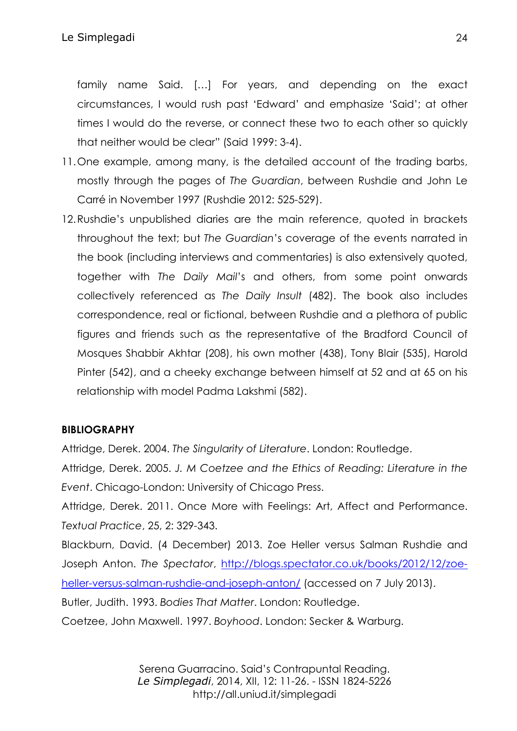family name Said. [...] For years, and depending on the exact circumstances, I would rush past 'Edward' and emphasize 'Said'; at other times I would do the reverse, or connect these two to each other so quickly that neither would be clear" (Said 1999: 3-4).

11. One example, among many, is the detailed account of the trading barbs, mostly through the pages of *The Guardian*, between Rushdie and John Le Carré in November 1997 (Rushdie 2012: 525-529).
12. Rushdie's unpublished diaries are the main reference, quoted in brackets throughout the text; but *The Guardian*'s coverage of the events narrated in the book (including interviews and commentaries) is also extensively quoted, together with *The Daily Mail*'s and others, from some point onwards collectively referenced as *The Daily Insult* (482). The book also includes correspondence, real or fictional, between Rushdie and a plethora of public figures and friends such as the representative of the Bradford Council of Mosques Shabbir Akhtar (208), his own mother (438), Tony Blair (535), Harold Pinter (542), and a cheeky exchange between himself at 52 and at 65 on his relationship with model Padma Lakshmi (582).

**BIBLIOGRAPHY**

Attridge, Derek. 2004. *The Singularity of Literature*. London: Routledge.

Attridge, Derek. 2005. *J. M Coetzee and the Ethics of Reading: Literature in the Event*. Chicago-London: University of Chicago Press.

Attridge, Derek. 2011. Once More with Feelings: Art, Affect and Performance. *Textual Practice*, 25, 2: 329-343.

Blackburn, David. (4 December) 2013. Zoe Heller versus Salman Rushdie and Joseph Anton. *The Spectator*, http://blogs.spectator.co.uk/books/2012/12/zoe-heller-versus-salman-rushdie-and-joseph-anton/ (accessed on 7 July 2013).

Butler, Judith. 1993. *Bodies That Matter*. London: Routledge.

Coetzee, John Maxwell. 1997. *Boyhood*. London: Secker & Warburg.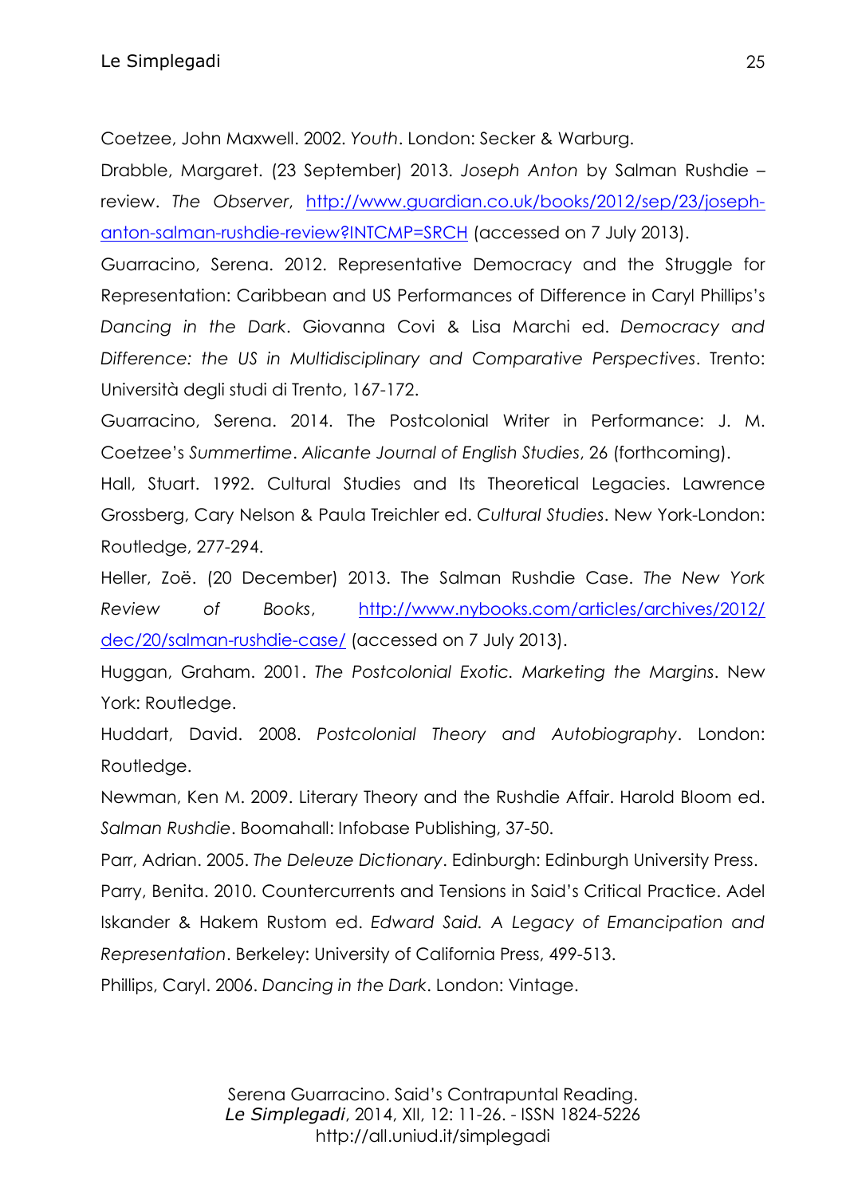Coetzee, John Maxwell. 2002. *Youth*. London: Secker & Warburg.

Drabble, Margaret. (23 September) 2013. *Joseph Anton* by Salman Rushdie – review. *The Observer*, http://www.guardian.co.uk/books/2012/sep/23/joseph-anton-salman-rushdie-review?INTCMP=SRCH (accessed on 7 July 2013).

Guarracino, Serena. 2012. Representative Democracy and the Struggle for Representation: Caribbean and US Performances of Difference in Caryl Phillips's *Dancing in the Dark*. Giovanna Covi & Lisa Marchi ed. *Democracy and Difference: the US in Multidisciplinary and Comparative Perspectives*. Trento: Università degli studi di Trento, 167-172.

Guarracino, Serena. 2014. The Postcolonial Writer in Performance: J. M. Coetzee's *Summertime*. *Alicante Journal of English Studies*, 26 (forthcoming).

Hall, Stuart. 1992. Cultural Studies and Its Theoretical Legacies. Lawrence Grossberg, Cary Nelson & Paula Treichler ed. *Cultural Studies*. New York-London: Routledge, 277-294.

Heller, Zoë. (20 December) 2013. The Salman Rushdie Case. *The New York Review of Books*, http://www.nybooks.com/articles/archives/2012/dec/20/salman-rushdie-case/ (accessed on 7 July 2013).

Huggan, Graham. 2001. *The Postcolonial Exotic. Marketing the Margins*. New York: Routledge.

Huddart, David. 2008. *Postcolonial Theory and Autobiography*. London: Routledge.

Newman, Ken M. 2009. Literary Theory and the Rushdie Affair. Harold Bloom ed. *Salman Rushdie*. Boomahall: Infobase Publishing, 37-50.

Parr, Adrian. 2005. *The Deleuze Dictionary*. Edinburgh: Edinburgh University Press.

Parry, Benita. 2010. Countercurrents and Tensions in Said's Critical Practice. Adel Iskander & Hakem Rustom ed. *Edward Said. A Legacy of Emancipation and Representation*. Berkeley: University of California Press, 499-513.

Phillips, Caryl. 2006. *Dancing in the Dark*. London: Vintage.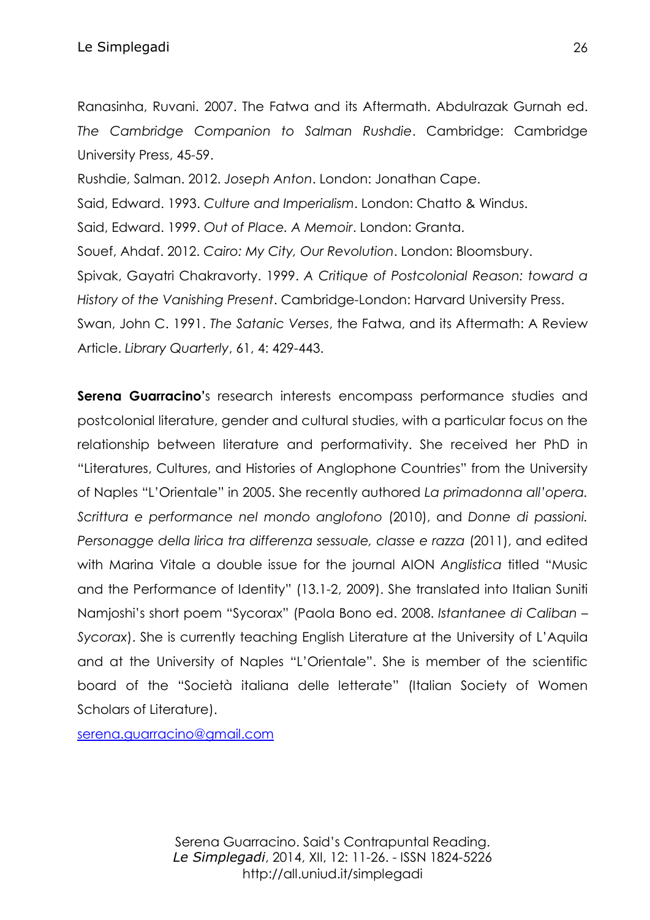Ranasinha, Ruvani. 2007. The Fatwa and its Aftermath. Abdulrazak Gurnah ed. *The Cambridge Companion to Salman Rushdie*. Cambridge: Cambridge University Press, 45-59.

Rushdie, Salman. 2012. *Joseph Anton*. London: Jonathan Cape.

Said, Edward. 1993. *Culture and Imperialism*. London: Chatto & Windus.

Said, Edward. 1999. *Out of Place. A Memoir*. London: Granta.

Souef, Ahdaf. 2012. *Cairo: My City, Our Revolution*. London: Bloomsbury.

Spivak, Gayatri Chakravorty. 1999. *A Critique of Postcolonial Reason: toward a History of the Vanishing Present*. Cambridge-London: Harvard University Press.

Swan, John C. 1991. *The Satanic Verses*, the Fatwa, and its Aftermath: A Review Article. *Library Quarterly*, 61, 4: 429-443.

**Serena Guarracino**'s research interests encompass performance studies and postcolonial literature, gender and cultural studies, with a particular focus on the relationship between literature and performativity. She received her PhD in "Literatures, Cultures, and Histories of Anglophone Countries" from the University of Naples "L'Orientale" in 2005. She recently authored *La primadonna all'opera. Scrittura e performance nel mondo anglofono* (2010), and *Donne di passioni. Personagge della lirica tra differenza sessuale, classe e razza* (2011), and edited with Marina Vitale a double issue for the journal AION *Anglistica* titled "Music and the Performance of Identity" (13.1-2, 2009). She translated into Italian Suniti Namjoshi's short poem "Sycorax" (Paola Bono ed. 2008. *Istantanee di Caliban – Sycorax*). She is currently teaching English Literature at the University of L'Aquila and at the University of Naples "L'Orientale". She is member of the scientific board of the "Società italiana delle letterate" (Italian Society of Women Scholars of Literature).

serena.guarracino@gmail.com